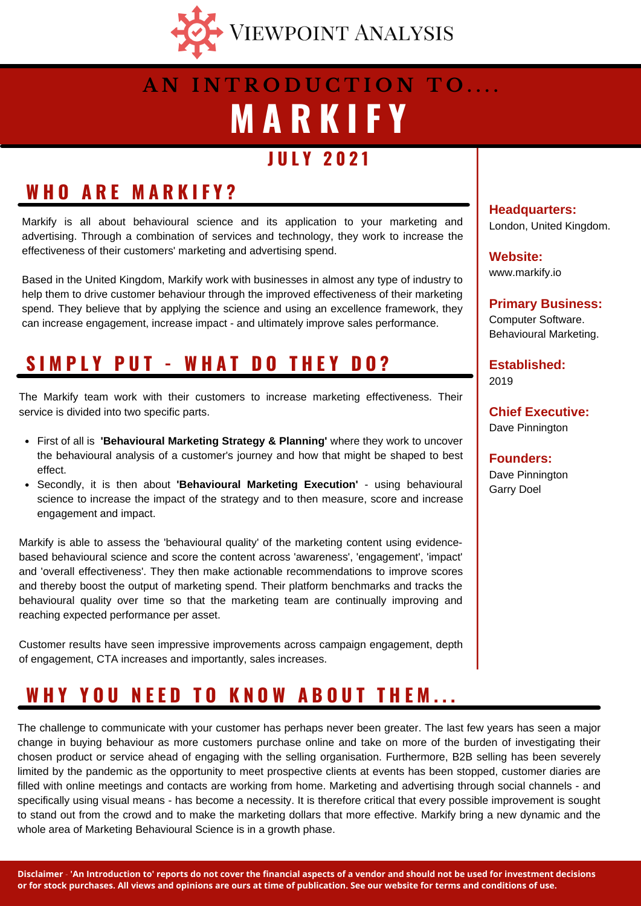Viewpoint Analysis

# AN INTRODUCTION TO.... MARKIFY

## JULY 2021

## WHO ARE MARKIFY?

Markify is all about behavioural science and its application to your marketing and advertising. Through a combination of services and technology, they work to increase the effectiveness of their customers' marketing and advertising spend.

Based in the United Kingdom, Markify work with businesses in almost any type of industry to help them to drive customer behaviour through the improved effectiveness of their marketing spend. They believe that by applying the science and using an excellence framework, they can increase engagement, increase impact - and ultimately improve sales performance.

## SIMPLY PUT - WHAT DO THEY DO?

The Markify team work with their customers to increase marketing effectiveness. Their service is divided into two specific parts.

- First of all is **'Behavioural Marketing Strategy & Planning'** where they work to uncover the behavioural analysis of a customer's journey and how that might be shaped to best effect.
- Secondly, it is then about **'Behavioural Marketing Execution'** - using behavioural science to increase the impact of the strategy and to then measure, score and increase engagement and impact.

Markify is able to assess the 'behavioural quality' of the marketing content using evidence-based behavioural science and score the content across 'awareness', 'engagement', 'impact' and 'overall effectiveness'. They then make actionable recommendations to improve scores and thereby boost the output of marketing spend. Their platform benchmarks and tracks the behavioural quality over time so that the marketing team are continually improving and reaching expected performance per asset.

Customer results have seen impressive improvements across campaign engagement, depth of engagement, CTA increases and importantly, sales increases.

**Headquarters:**
London, United Kingdom.

**Website:**
www.markify.io

**Primary Business:**
Computer Software.
Behavioural Marketing.

**Established:**
2019

**Chief Executive:**
Dave Pinnington

**Founders:**
Dave Pinnington
Garry Doel

## WHY YOU NEED TO KNOW ABOUT THEM...

The challenge to communicate with your customer has perhaps never been greater. The last few years has seen a major change in buying behaviour as more customers purchase online and take on more of the burden of investigating their chosen product or service ahead of engaging with the selling organisation. Furthermore, B2B selling has been severely limited by the pandemic as the opportunity to meet prospective clients at events has been stopped, customer diaries are filled with online meetings and contacts are working from home. Marketing and advertising through social channels - and specifically using visual means - has become a necessity. It is therefore critical that every possible improvement is sought to stand out from the crowd and to make the marketing dollars that more effective. Markify bring a new dynamic and the whole area of Marketing Behavioural Science is in a growth phase.

**Disclaimer - 'An Introduction to' reports do not cover the financial aspects of a vendor and should not be used for investment decisions or for stock purchases. All views and opinions are ours at time of publication. See our website for terms and conditions of use.**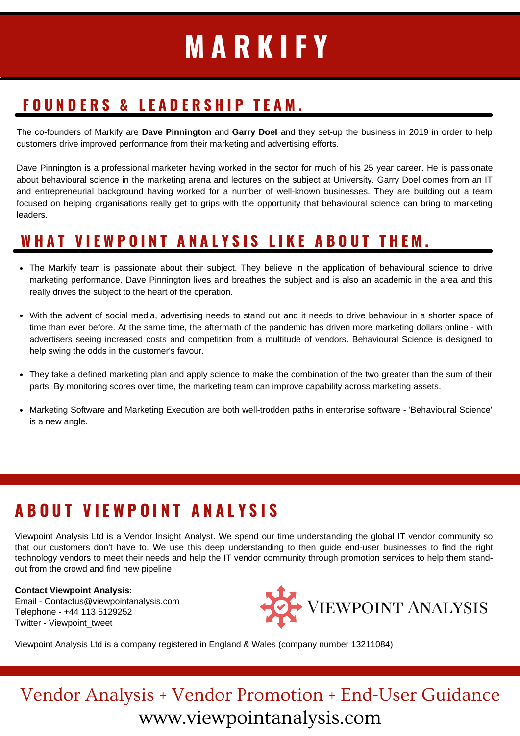# MARKIFY

## FOUNDERS & LEADERSHIP TEAM.

The co-founders of Markify are **Dave Pinnington** and **Garry Doel** and they set-up the business in 2019 in order to help customers drive improved performance from their marketing and advertising efforts.

Dave Pinnington is a professional marketer having worked in the sector for much of his 25 year career. He is passionate about behavioural science in the marketing arena and lectures on the subject at University. Garry Doel comes from an IT and entrepreneurial background having worked for a number of well-known businesses. They are building out a team focused on helping organisations really get to grips with the opportunity that behavioural science can bring to marketing leaders.

## WHAT VIEWPOINT ANALYSIS LIKE ABOUT THEM.

- The Markify team is passionate about their subject. They believe in the application of behavioural science to drive marketing performance. Dave Pinnington lives and breathes the subject and is also an academic in the area and this really drives the subject to the heart of the operation.
- With the advent of social media, advertising needs to stand out and it needs to drive behaviour in a shorter space of time than ever before. At the same time, the aftermath of the pandemic has driven more marketing dollars online - with advertisers seeing increased costs and competition from a multitude of vendors. Behavioural Science is designed to help swing the odds in the customer's favour.
- They take a defined marketing plan and apply science to make the combination of the two greater than the sum of their parts. By monitoring scores over time, the marketing team can improve capability across marketing assets.
- Marketing Software and Marketing Execution are both well-trodden paths in enterprise software - 'Behavioural Science' is a new angle.

## ABOUT VIEWPOINT ANALYSIS

Viewpoint Analysis Ltd is a Vendor Insight Analyst. We spend our time understanding the global IT vendor community so that our customers don't have to. We use this deep understanding to then guide end-user businesses to find the right technology vendors to meet their needs and help the IT vendor community through promotion services to help them stand-out from the crowd and find new pipeline.

**Contact Viewpoint Analysis:**
Email - Contactus@viewpointanalysis.com
Telephone - +44 113 5129252
Twitter - Viewpoint_tweet

Viewpoint Analysis

Viewpoint Analysis Ltd is a company registered in England & Wales (company number 13211084)

Vendor Analysis + Vendor Promotion + End-User Guidance
www.viewpointanalysis.com